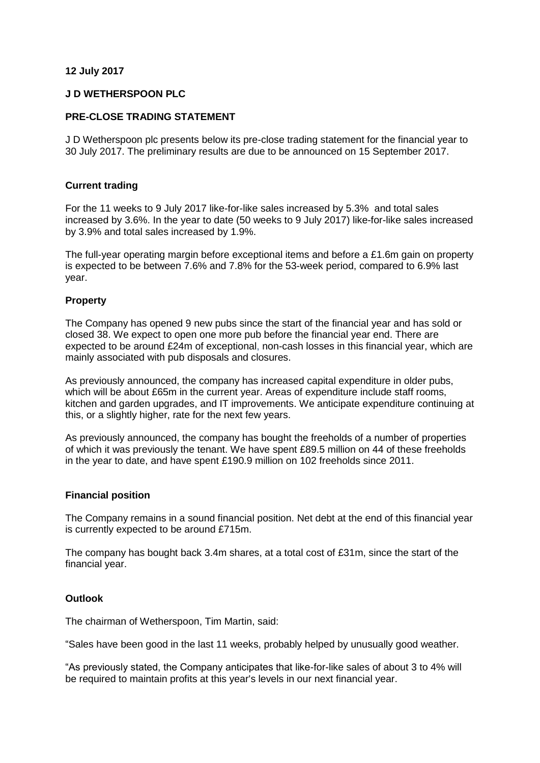**12 July 2017**

**J D WETHERSPOON PLC**

**PRE-CLOSE TRADING STATEMENT**

J D Wetherspoon plc presents below its pre-close trading statement for the financial year to 30 July 2017. The preliminary results are due to be announced on 15 September 2017.

## Current trading

For the 11 weeks to 9 July 2017 like-for-like sales increased by 5.3% and total sales increased by 3.6%. In the year to date (50 weeks to 9 July 2017) like-for-like sales increased by 3.9% and total sales increased by 1.9%.

The full-year operating margin before exceptional items and before a £1.6m gain on property is expected to be between 7.6% and 7.8% for the 53-week period, compared to 6.9% last year.

## Property

The Company has opened 9 new pubs since the start of the financial year and has sold or closed 38. We expect to open one more pub before the financial year end. There are expected to be around £24m of exceptional, non-cash losses in this financial year, which are mainly associated with pub disposals and closures.

As previously announced, the company has increased capital expenditure in older pubs, which will be about £65m in the current year. Areas of expenditure include staff rooms, kitchen and garden upgrades, and IT improvements. We anticipate expenditure continuing at this, or a slightly higher, rate for the next few years.

As previously announced, the company has bought the freeholds of a number of properties of which it was previously the tenant. We have spent £89.5 million on 44 of these freeholds in the year to date, and have spent £190.9 million on 102 freeholds since 2011.

## Financial position

The Company remains in a sound financial position. Net debt at the end of this financial year is currently expected to be around £715m.

The company has bought back 3.4m shares, at a total cost of £31m, since the start of the financial year.

## Outlook

The chairman of Wetherspoon, Tim Martin, said:

"Sales have been good in the last 11 weeks, probably helped by unusually good weather.

"As previously stated, the Company anticipates that like-for-like sales of about 3 to 4% will be required to maintain profits at this year's levels in our next financial year.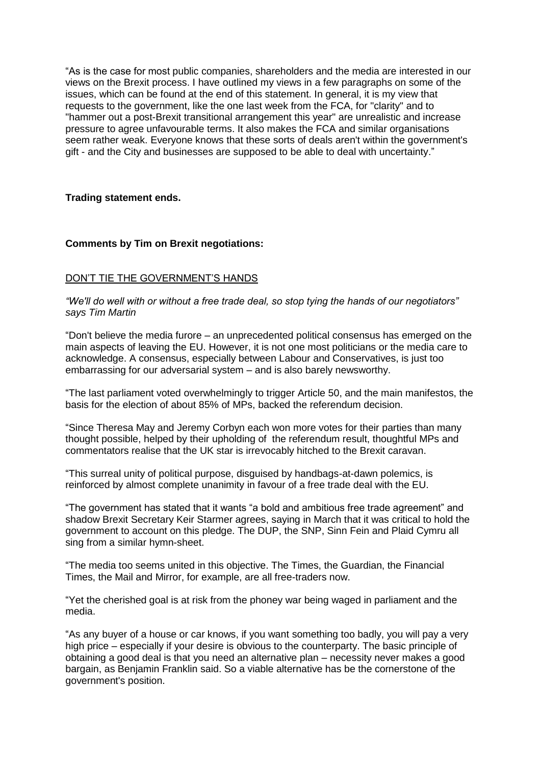"As is the case for most public companies, shareholders and the media are interested in our views on the Brexit process. I have outlined my views in a few paragraphs on some of the issues, which can be found at the end of this statement. In general, it is my view that requests to the government, like the one last week from the FCA, for "clarity" and to "hammer out a post-Brexit transitional arrangement this year" are unrealistic and increase pressure to agree unfavourable terms. It also makes the FCA and similar organisations seem rather weak. Everyone knows that these sorts of deals aren't within the government's gift - and the City and businesses are supposed to be able to deal with uncertainty."

**Trading statement ends.**

**Comments by Tim on Brexit negotiations:**

DON'T TIE THE GOVERNMENT'S HANDS

*"We'll do well with or without a free trade deal, so stop tying the hands of our negotiators" says Tim Martin*

"Don't believe the media furore – an unprecedented political consensus has emerged on the main aspects of leaving the EU. However, it is not one most politicians or the media care to acknowledge. A consensus, especially between Labour and Conservatives, is just too embarrassing for our adversarial system – and is also barely newsworthy.

"The last parliament voted overwhelmingly to trigger Article 50, and the main manifestos, the basis for the election of about 85% of MPs, backed the referendum decision.

"Since Theresa May and Jeremy Corbyn each won more votes for their parties than many thought possible, helped by their upholding of the referendum result, thoughtful MPs and commentators realise that the UK star is irrevocably hitched to the Brexit caravan.

"This surreal unity of political purpose, disguised by handbags-at-dawn polemics, is reinforced by almost complete unanimity in favour of a free trade deal with the EU.

"The government has stated that it wants "a bold and ambitious free trade agreement" and shadow Brexit Secretary Keir Starmer agrees, saying in March that it was critical to hold the government to account on this pledge. The DUP, the SNP, Sinn Fein and Plaid Cymru all sing from a similar hymn-sheet.

"The media too seems united in this objective. The Times, the Guardian, the Financial Times, the Mail and Mirror, for example, are all free-traders now.

"Yet the cherished goal is at risk from the phoney war being waged in parliament and the media.

"As any buyer of a house or car knows, if you want something too badly, you will pay a very high price – especially if your desire is obvious to the counterparty. The basic principle of obtaining a good deal is that you need an alternative plan – necessity never makes a good bargain, as Benjamin Franklin said. So a viable alternative has be the cornerstone of the government's position.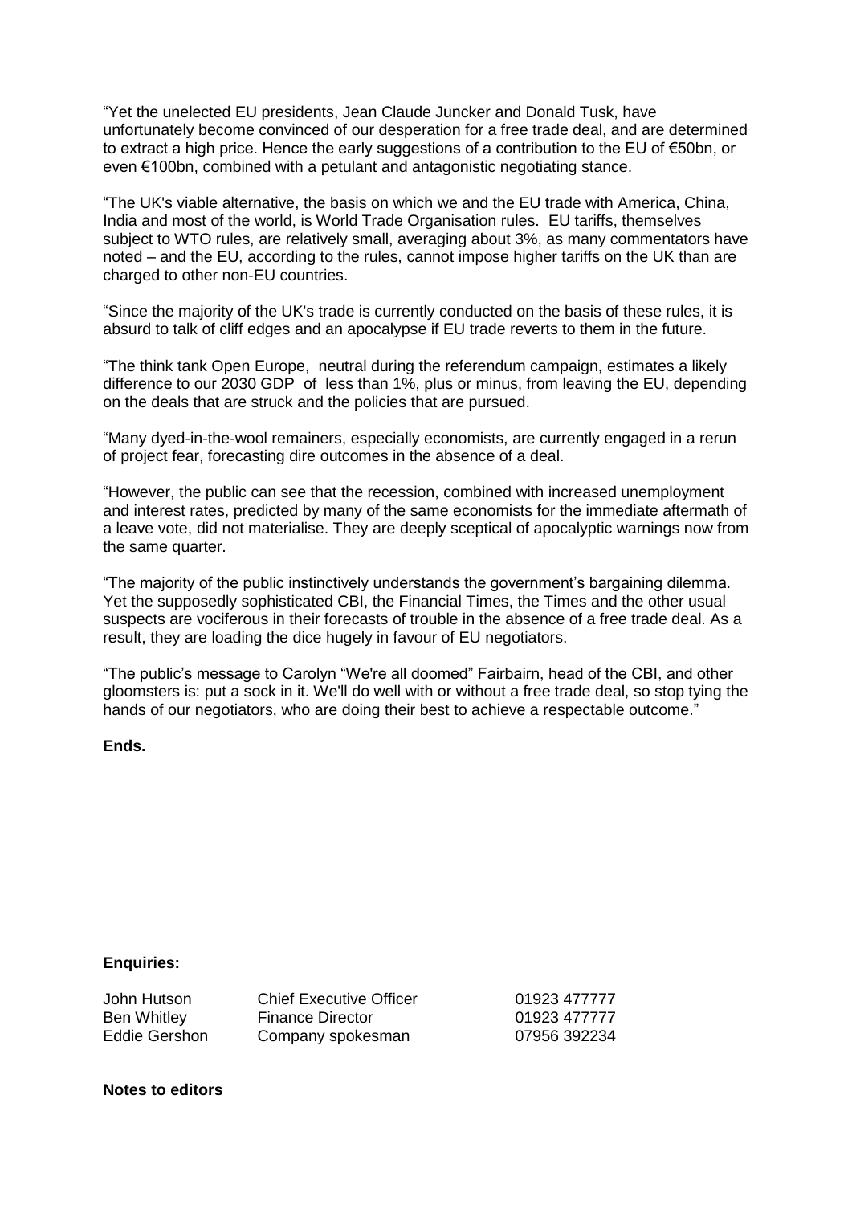"Yet the unelected EU presidents, Jean Claude Juncker and Donald Tusk, have unfortunately become convinced of our desperation for a free trade deal, and are determined to extract a high price. Hence the early suggestions of a contribution to the EU of €50bn, or even €100bn, combined with a petulant and antagonistic negotiating stance.

"The UK's viable alternative, the basis on which we and the EU trade with America, China, India and most of the world, is World Trade Organisation rules. EU tariffs, themselves subject to WTO rules, are relatively small, averaging about 3%, as many commentators have noted – and the EU, according to the rules, cannot impose higher tariffs on the UK than are charged to other non-EU countries.

"Since the majority of the UK's trade is currently conducted on the basis of these rules, it is absurd to talk of cliff edges and an apocalypse if EU trade reverts to them in the future.

"The think tank Open Europe, neutral during the referendum campaign, estimates a likely difference to our 2030 GDP of less than 1%, plus or minus, from leaving the EU, depending on the deals that are struck and the policies that are pursued.

"Many dyed-in-the-wool remainers, especially economists, are currently engaged in a rerun of project fear, forecasting dire outcomes in the absence of a deal.

"However, the public can see that the recession, combined with increased unemployment and interest rates, predicted by many of the same economists for the immediate aftermath of a leave vote, did not materialise. They are deeply sceptical of apocalyptic warnings now from the same quarter.

"The majority of the public instinctively understands the government's bargaining dilemma. Yet the supposedly sophisticated CBI, the Financial Times, the Times and the other usual suspects are vociferous in their forecasts of trouble in the absence of a free trade deal. As a result, they are loading the dice hugely in favour of EU negotiators.

"The public's message to Carolyn "We're all doomed" Fairbairn, head of the CBI, and other gloomsters is: put a sock in it. We'll do well with or without a free trade deal, so stop tying the hands of our negotiators, who are doing their best to achieve a respectable outcome."

**Ends.**

**Enquiries:**

| | | |
|---|---|---|
| John Hutson | Chief Executive Officer | 01923 477777 |
| Ben Whitley | Finance Director | 01923 477777 |
| Eddie Gershon | Company spokesman | 07956 392234 |

**Notes to editors**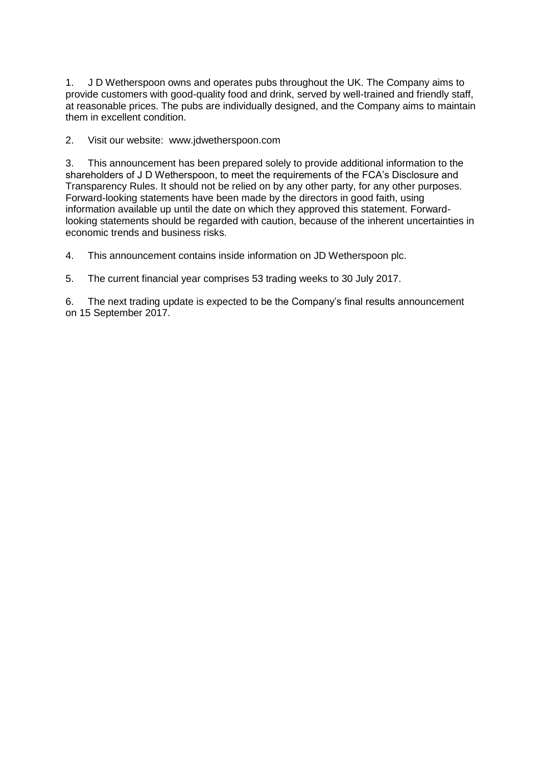1. J D Wetherspoon owns and operates pubs throughout the UK. The Company aims to provide customers with good-quality food and drink, served by well-trained and friendly staff, at reasonable prices. The pubs are individually designed, and the Company aims to maintain them in excellent condition.

2. Visit our website: www.jdwetherspoon.com

3. This announcement has been prepared solely to provide additional information to the shareholders of J D Wetherspoon, to meet the requirements of the FCA's Disclosure and Transparency Rules. It should not be relied on by any other party, for any other purposes. Forward-looking statements have been made by the directors in good faith, using information available up until the date on which they approved this statement. Forward-looking statements should be regarded with caution, because of the inherent uncertainties in economic trends and business risks.

4. This announcement contains inside information on JD Wetherspoon plc.

5. The current financial year comprises 53 trading weeks to 30 July 2017.

6. The next trading update is expected to be the Company's final results announcement on 15 September 2017.